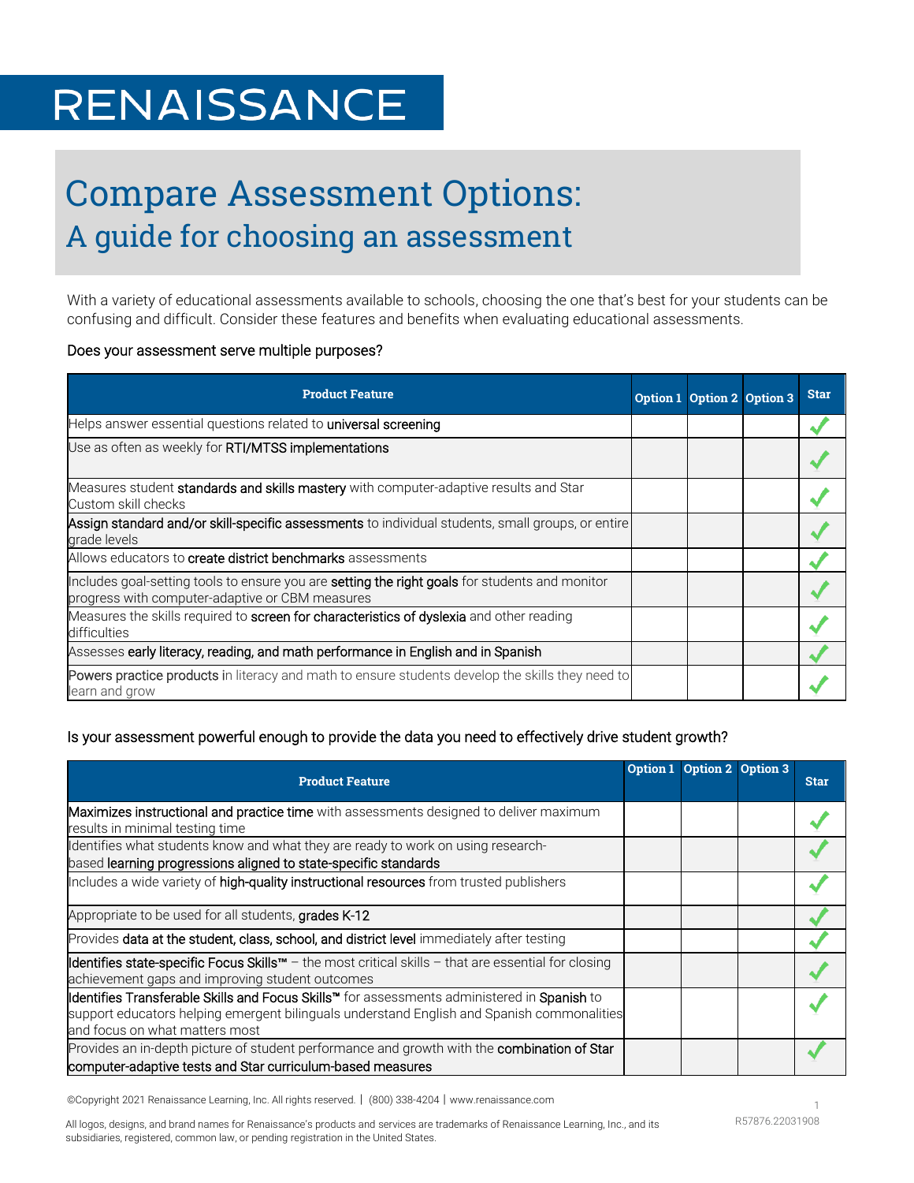# RENAISSANCE

# Compare Assessment Options:
## A guide for choosing an assessment

With a variety of educational assessments available to schools, choosing the one that's best for your students can be confusing and difficult. Consider these features and benefits when evaluating educational assessments.

Does your assessment serve multiple purposes?

| Product Feature | Option 1 | Option 2 | Option 3 | Star |
|---|---|---|---|---|
| Helps answer essential questions related to **universal screening** | | | | ✓ |
| Use as often as weekly for **RTI/MTSS implementations** | | | | ✓ |
| Measures student **standards and skills mastery** with computer-adaptive results and Star Custom skill checks | | | | ✓ |
| **Assign standard and/or skill-specific assessments** to individual students, small groups, or entire grade levels | | | | ✓ |
| Allows educators to **create district benchmarks** assessments | | | | ✓ |
| Includes goal-setting tools to ensure you are **setting the right goals** for students and monitor progress with computer-adaptive or CBM measures | | | | ✓ |
| Measures the skills required to **screen for characteristics of dyslexia** and other reading difficulties | | | | ✓ |
| Assesses **early literacy, reading, and math performance in English and in Spanish** | | | | ✓ |
| **Powers practice products** in literacy and math to ensure students develop the skills they need to learn and grow | | | | ✓ |

Is your assessment powerful enough to provide the data you need to effectively drive student growth?

| Product Feature | Option 1 | Option 2 | Option 3 | Star |
|---|---|---|---|---|
| **Maximizes instructional and practice time** with assessments designed to deliver maximum results in minimal testing time | | | | ✓ |
| Identifies what students know and what they are ready to work on using research-based **learning progressions aligned to state-specific standards** | | | | ✓ |
| Includes a wide variety of **high-quality instructional resources** from trusted publishers | | | | ✓ |
| Appropriate to be used for all students, **grades K-12** | | | | ✓ |
| Provides **data at the student, class, school, and district level** immediately after testing | | | | ✓ |
| **Identifies state-specific Focus Skills™** – the most critical skills – that are essential for closing achievement gaps and improving student outcomes | | | | ✓ |
| **Identifies Transferable Skills and Focus Skills™** for assessments administered in **Spanish** to support educators helping emergent bilinguals understand English and Spanish commonalities and focus on what matters most | | | | ✓ |
| Provides an in-depth picture of student performance and growth with the **combination of Star computer-adaptive tests and Star curriculum-based measures** | | | | ✓ |

©Copyright 2021 Renaissance Learning, Inc. All rights reserved. | (800) 338-4204 | www.renaissance.com

All logos, designs, and brand names for Renaissance's products and services are trademarks of Renaissance Learning, Inc., and its subsidiaries, registered, common law, or pending registration in the United States.

R57876.22031908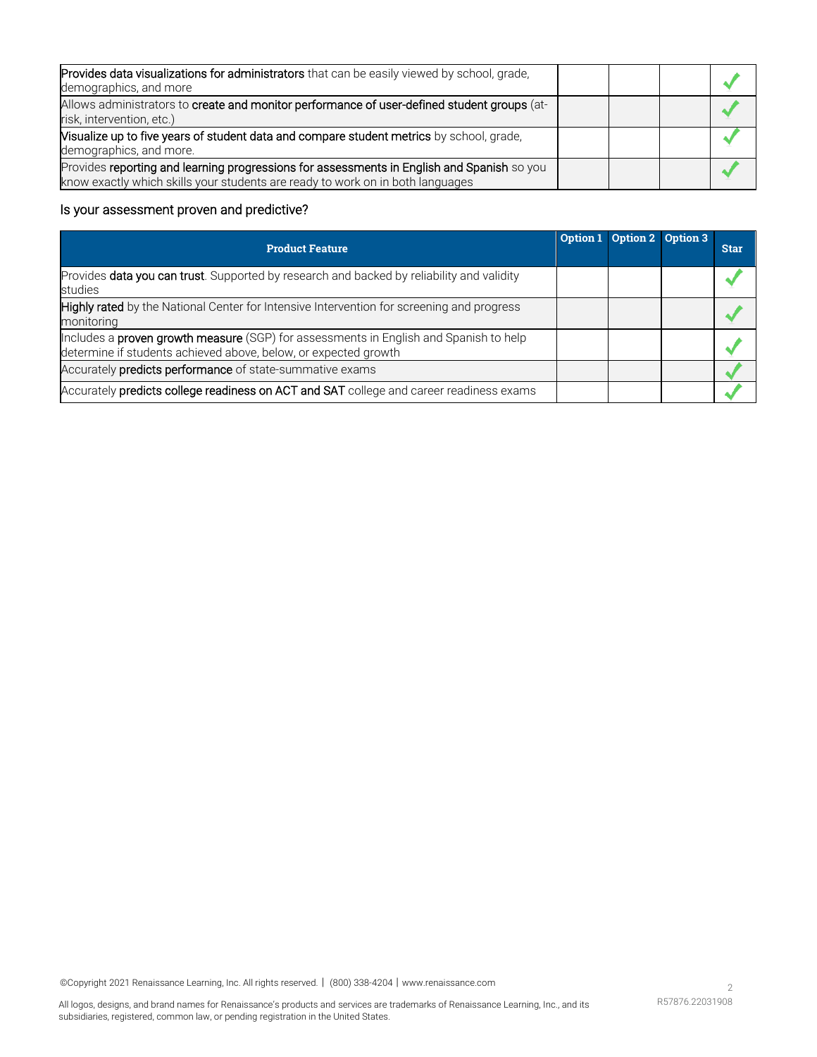| | | | | |
|---|---|---|---|---|
| **Provides data visualizations for administrators** that can be easily viewed by school, grade, demographics, and more | | | | ✓ |
| Allows administrators to **create and monitor performance of user-defined student groups** (at-risk, intervention, etc.) | | | | ✓ |
| **Visualize up to five years of student data and compare student metrics** by school, grade, demographics, and more. | | | | ✓ |
| Provides **reporting and learning progressions for assessments in English and Spanish** so you know exactly which skills your students are ready to work on in both languages | | | | ✓ |

### Is your assessment proven and predictive?

| Product Feature | Option 1 | Option 2 | Option 3 | Star |
|---|---|---|---|---|
| Provides **data you can trust**. Supported by research and backed by reliability and validity studies | | | | ✓ |
| **Highly rated** by the National Center for Intensive Intervention for screening and progress monitoring | | | | ✓ |
| Includes a **proven growth measure** (SGP) for assessments in English and Spanish to help determine if students achieved above, below, or expected growth | | | | ✓ |
| Accurately **predicts performance** of state-summative exams | | | | ✓ |
| Accurately **predicts college readiness on ACT and SAT** college and career readiness exams | | | | ✓ |

©Copyright 2021 Renaissance Learning, Inc. All rights reserved. | (800) 338-4204 | www.renaissance.com

All logos, designs, and brand names for Renaissance's products and services are trademarks of Renaissance Learning, Inc., and its subsidiaries, registered, common law, or pending registration in the United States.

R57876.22031908